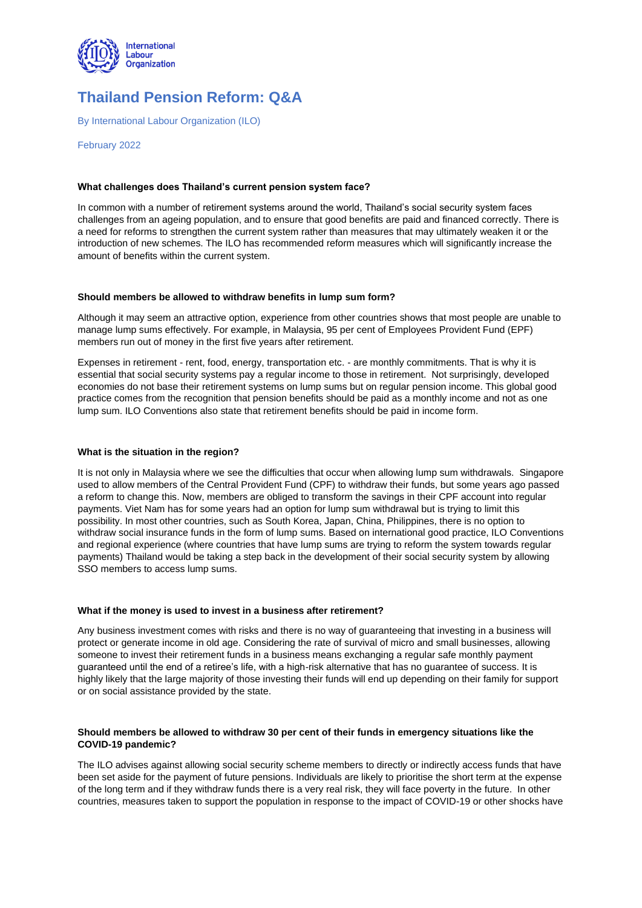# Thailand Pension Reform: Q&A

By International Labour Organization (ILO)

February 2022

### What challenges does Thailand's current pension system face?

In common with a number of retirement systems around the world, Thailand's social security system faces challenges from an ageing population, and to ensure that good benefits are paid and financed correctly. There is a need for reforms to strengthen the current system rather than measures that may ultimately weaken it or the introduction of new schemes. The ILO has recommended reform measures which will significantly increase the amount of benefits within the current system.

### Should members be allowed to withdraw benefits in lump sum form?

Although it may seem an attractive option, experience from other countries shows that most people are unable to manage lump sums effectively. For example, in Malaysia, 95 per cent of Employees Provident Fund (EPF) members run out of money in the first five years after retirement.

Expenses in retirement - rent, food, energy, transportation etc. - are monthly commitments. That is why it is essential that social security systems pay a regular income to those in retirement. Not surprisingly, developed economies do not base their retirement systems on lump sums but on regular pension income. This global good practice comes from the recognition that pension benefits should be paid as a monthly income and not as one lump sum. ILO Conventions also state that retirement benefits should be paid in income form.

### What is the situation in the region?

It is not only in Malaysia where we see the difficulties that occur when allowing lump sum withdrawals. Singapore used to allow members of the Central Provident Fund (CPF) to withdraw their funds, but some years ago passed a reform to change this. Now, members are obliged to transform the savings in their CPF account into regular payments. Viet Nam has for some years had an option for lump sum withdrawal but is trying to limit this possibility. In most other countries, such as South Korea, Japan, China, Philippines, there is no option to withdraw social insurance funds in the form of lump sums. Based on international good practice, ILO Conventions and regional experience (where countries that have lump sums are trying to reform the system towards regular payments) Thailand would be taking a step back in the development of their social security system by allowing SSO members to access lump sums.

### What if the money is used to invest in a business after retirement?

Any business investment comes with risks and there is no way of guaranteeing that investing in a business will protect or generate income in old age. Considering the rate of survival of micro and small businesses, allowing someone to invest their retirement funds in a business means exchanging a regular safe monthly payment guaranteed until the end of a retiree's life, with a high-risk alternative that has no guarantee of success. It is highly likely that the large majority of those investing their funds will end up depending on their family for support or on social assistance provided by the state.

### Should members be allowed to withdraw 30 per cent of their funds in emergency situations like the COVID-19 pandemic?

The ILO advises against allowing social security scheme members to directly or indirectly access funds that have been set aside for the payment of future pensions. Individuals are likely to prioritise the short term at the expense of the long term and if they withdraw funds there is a very real risk, they will face poverty in the future. In other countries, measures taken to support the population in response to the impact of COVID-19 or other shocks have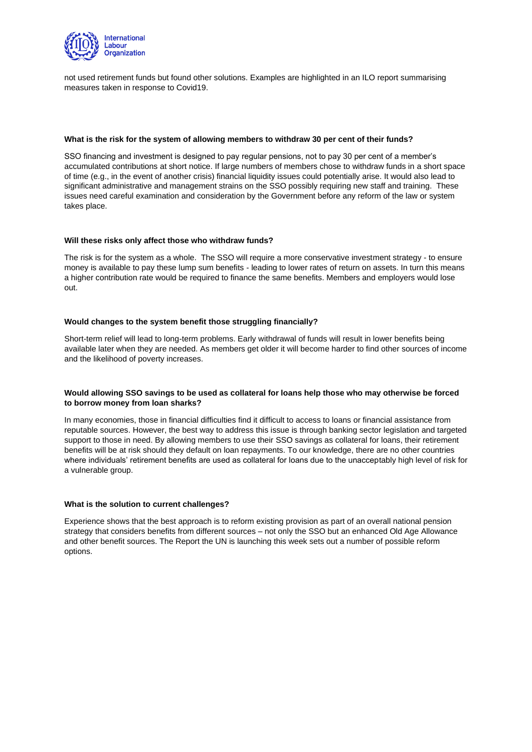not used retirement funds but found other solutions. Examples are highlighted in an ILO report summarising measures taken in response to Covid19.

**What is the risk for the system of allowing members to withdraw 30 per cent of their funds?**

SSO financing and investment is designed to pay regular pensions, not to pay 30 per cent of a member's accumulated contributions at short notice. If large numbers of members chose to withdraw funds in a short space of time (e.g., in the event of another crisis) financial liquidity issues could potentially arise. It would also lead to significant administrative and management strains on the SSO possibly requiring new staff and training. These issues need careful examination and consideration by the Government before any reform of the law or system takes place.

**Will these risks only affect those who withdraw funds?**

The risk is for the system as a whole. The SSO will require a more conservative investment strategy - to ensure money is available to pay these lump sum benefits - leading to lower rates of return on assets. In turn this means a higher contribution rate would be required to finance the same benefits. Members and employers would lose out.

**Would changes to the system benefit those struggling financially?**

Short-term relief will lead to long-term problems. Early withdrawal of funds will result in lower benefits being available later when they are needed. As members get older it will become harder to find other sources of income and the likelihood of poverty increases.

**Would allowing SSO savings to be used as collateral for loans help those who may otherwise be forced to borrow money from loan sharks?**

In many economies, those in financial difficulties find it difficult to access to loans or financial assistance from reputable sources. However, the best way to address this issue is through banking sector legislation and targeted support to those in need. By allowing members to use their SSO savings as collateral for loans, their retirement benefits will be at risk should they default on loan repayments. To our knowledge, there are no other countries where individuals' retirement benefits are used as collateral for loans due to the unacceptably high level of risk for a vulnerable group.

**What is the solution to current challenges?**

Experience shows that the best approach is to reform existing provision as part of an overall national pension strategy that considers benefits from different sources – not only the SSO but an enhanced Old Age Allowance and other benefit sources. The Report the UN is launching this week sets out a number of possible reform options.